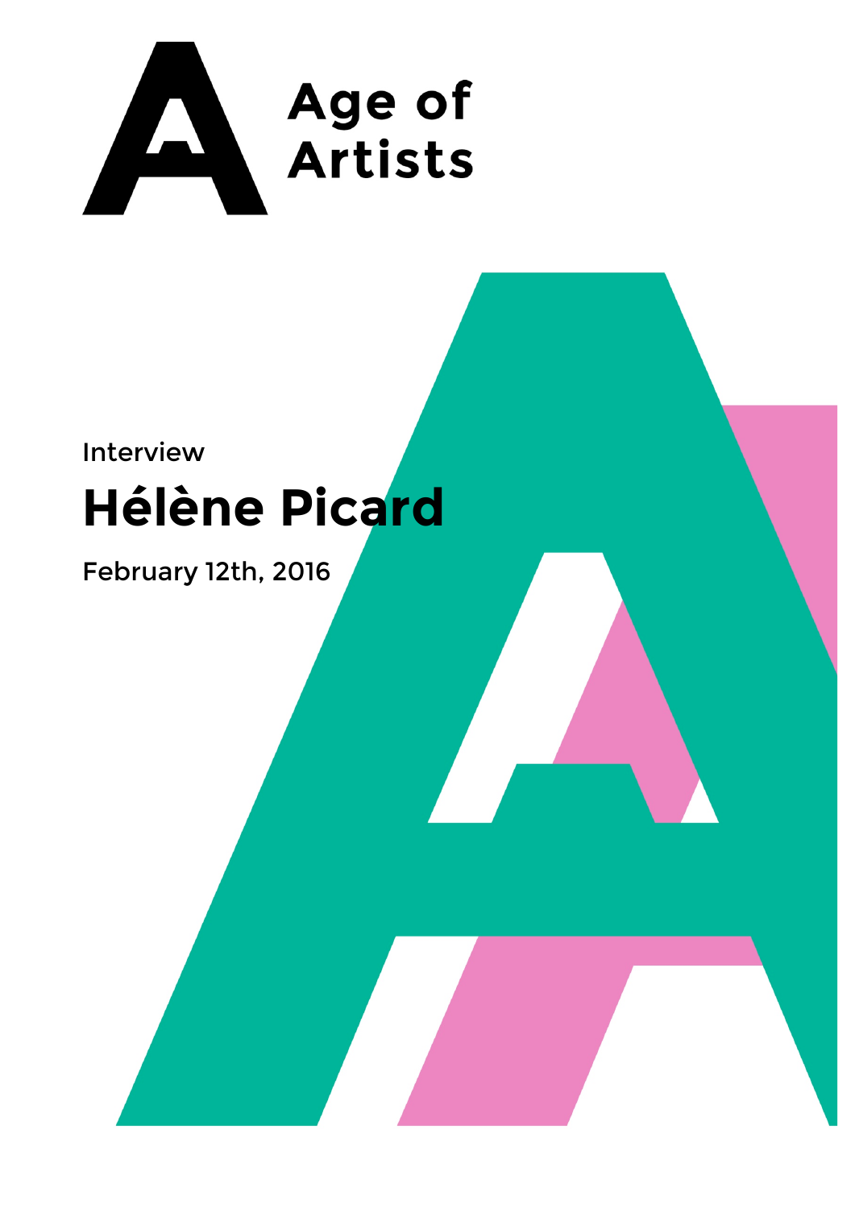Age of Artists

Interview

# Hélène Picard

February 12th, 2016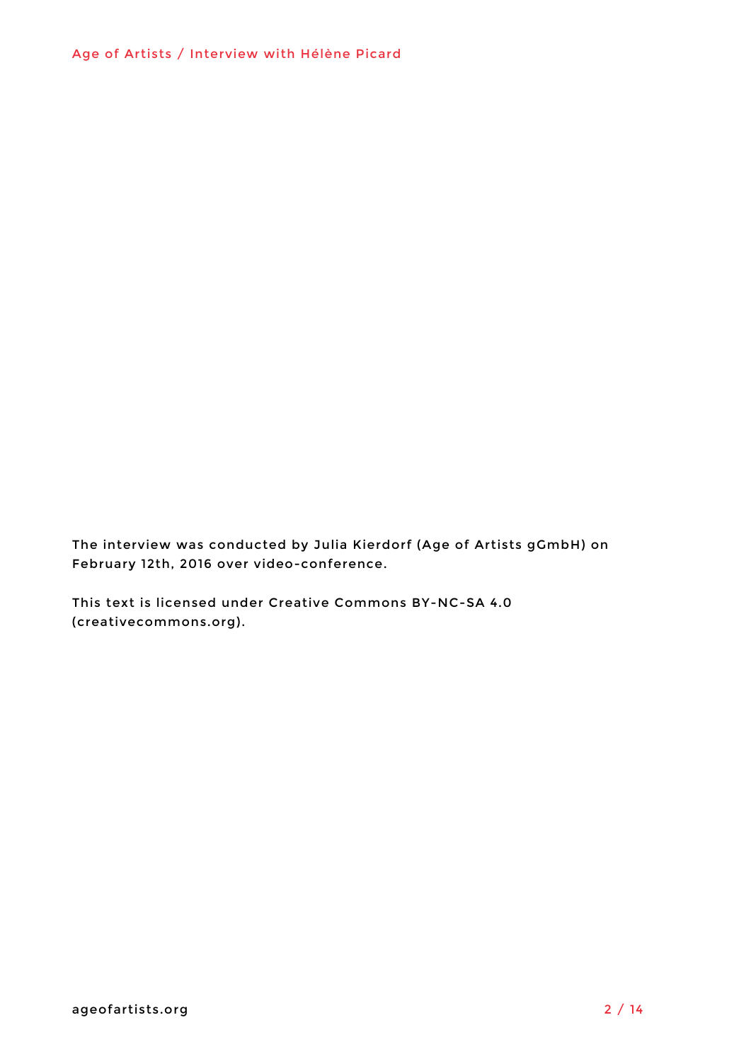The interview was conducted by Julia Kierdorf (Age of Artists gGmbH) on February 12th, 2016 over video-conference.

This text is licensed under Creative Commons BY-NC-SA 4.0 (creativecommons.org).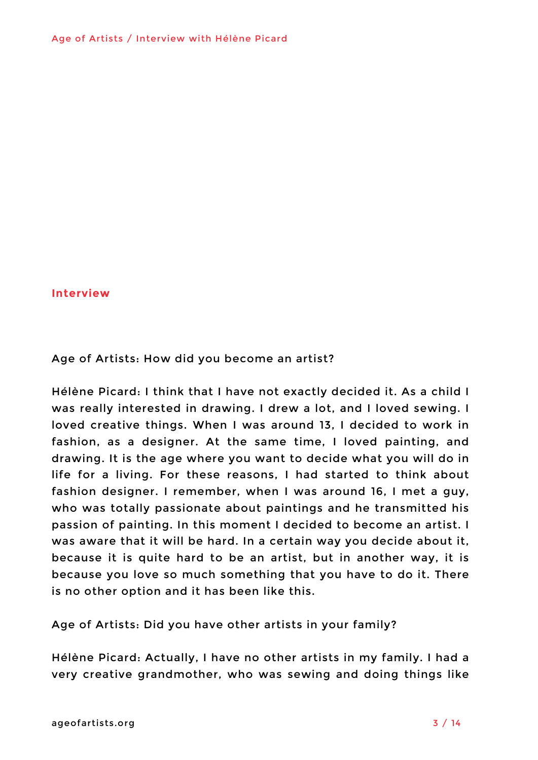## Interview

Age of Artists: How did you become an artist?

Hélène Picard: I think that I have not exactly decided it. As a child I was really interested in drawing. I drew a lot, and I loved sewing. I loved creative things. When I was around 13, I decided to work in fashion, as a designer. At the same time, I loved painting, and drawing. It is the age where you want to decide what you will do in life for a living. For these reasons, I had started to think about fashion designer. I remember, when I was around 16, I met a guy, who was totally passionate about paintings and he transmitted his passion of painting. In this moment I decided to become an artist. I was aware that it will be hard. In a certain way you decide about it, because it is quite hard to be an artist, but in another way, it is because you love so much something that you have to do it. There is no other option and it has been like this.

Age of Artists: Did you have other artists in your family?

Hélène Picard: Actually, I have no other artists in my family. I had a very creative grandmother, who was sewing and doing things like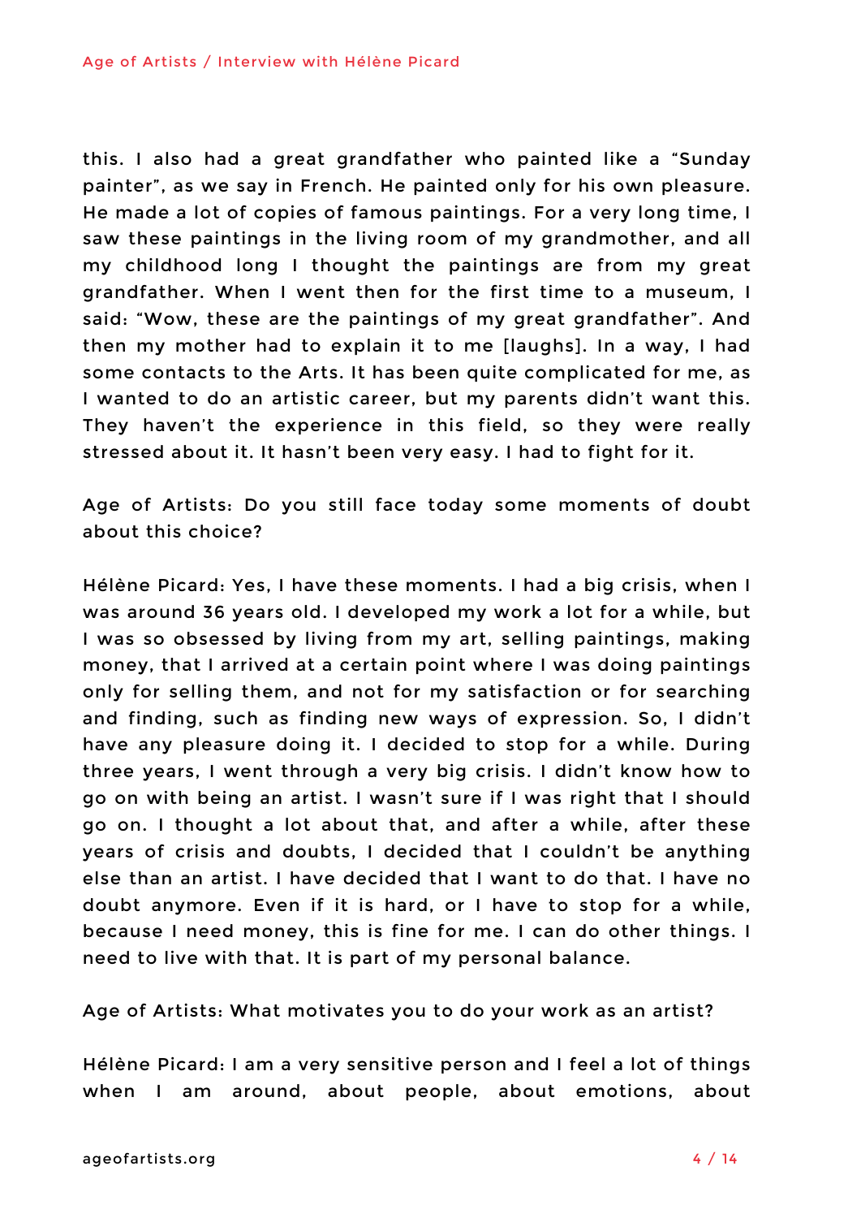this. I also had a great grandfather who painted like a "Sunday painter", as we say in French. He painted only for his own pleasure. He made a lot of copies of famous paintings. For a very long time, I saw these paintings in the living room of my grandmother, and all my childhood long I thought the paintings are from my great grandfather. When I went then for the first time to a museum, I said: "Wow, these are the paintings of my great grandfather". And then my mother had to explain it to me [laughs]. In a way, I had some contacts to the Arts. It has been quite complicated for me, as I wanted to do an artistic career, but my parents didn't want this. They haven't the experience in this field, so they were really stressed about it. It hasn't been very easy. I had to fight for it.

Age of Artists: Do you still face today some moments of doubt about this choice?

Hélène Picard: Yes, I have these moments. I had a big crisis, when I was around 36 years old. I developed my work a lot for a while, but I was so obsessed by living from my art, selling paintings, making money, that I arrived at a certain point where I was doing paintings only for selling them, and not for my satisfaction or for searching and finding, such as finding new ways of expression. So, I didn't have any pleasure doing it. I decided to stop for a while. During three years, I went through a very big crisis. I didn't know how to go on with being an artist. I wasn't sure if I was right that I should go on. I thought a lot about that, and after a while, after these years of crisis and doubts, I decided that I couldn't be anything else than an artist. I have decided that I want to do that. I have no doubt anymore. Even if it is hard, or I have to stop for a while, because I need money, this is fine for me. I can do other things. I need to live with that. It is part of my personal balance.

Age of Artists: What motivates you to do your work as an artist?

Hélène Picard: I am a very sensitive person and I feel a lot of things when I am around, about people, about emotions, about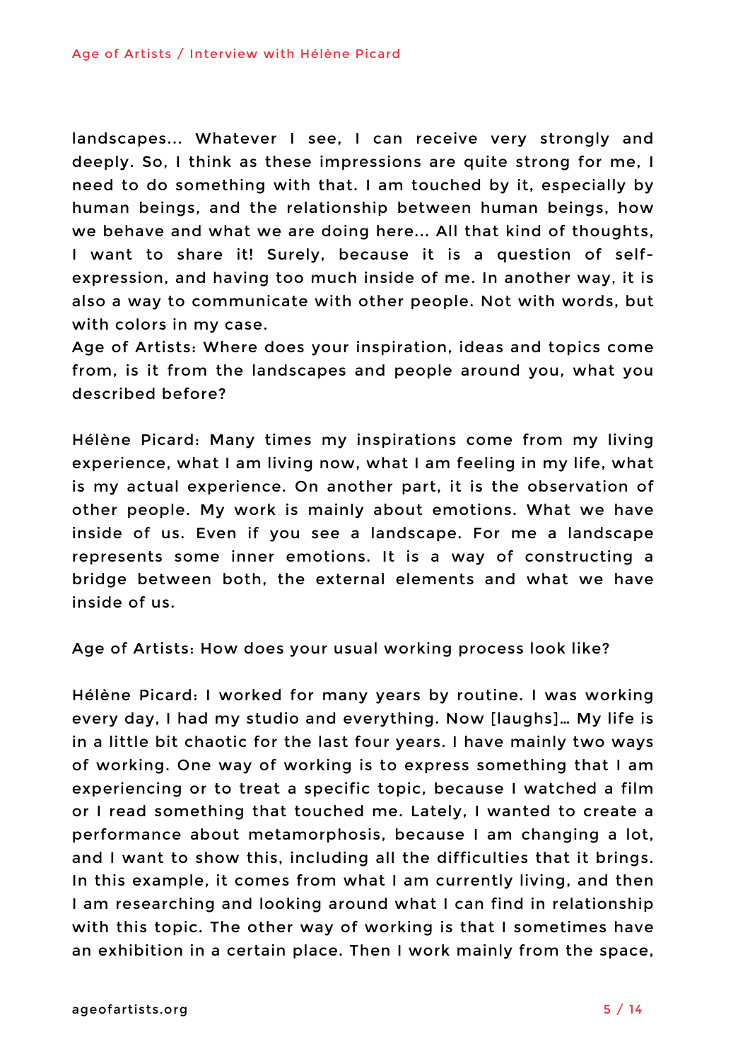landscapes... Whatever I see, I can receive very strongly and deeply. So, I think as these impressions are quite strong for me, I need to do something with that. I am touched by it, especially by human beings, and the relationship between human beings, how we behave and what we are doing here... All that kind of thoughts, I want to share it! Surely, because it is a question of self-expression, and having too much inside of me. In another way, it is also a way to communicate with other people. Not with words, but with colors in my case.

Age of Artists: Where does your inspiration, ideas and topics come from, is it from the landscapes and people around you, what you described before?

Hélène Picard: Many times my inspirations come from my living experience, what I am living now, what I am feeling in my life, what is my actual experience. On another part, it is the observation of other people. My work is mainly about emotions. What we have inside of us. Even if you see a landscape. For me a landscape represents some inner emotions. It is a way of constructing a bridge between both, the external elements and what we have inside of us.

Age of Artists: How does your usual working process look like?

Hélène Picard: I worked for many years by routine. I was working every day, I had my studio and everything. Now [laughs]… My life is in a little bit chaotic for the last four years. I have mainly two ways of working. One way of working is to express something that I am experiencing or to treat a specific topic, because I watched a film or I read something that touched me. Lately, I wanted to create a performance about metamorphosis, because I am changing a lot, and I want to show this, including all the difficulties that it brings. In this example, it comes from what I am currently living, and then I am researching and looking around what I can find in relationship with this topic. The other way of working is that I sometimes have an exhibition in a certain place. Then I work mainly from the space,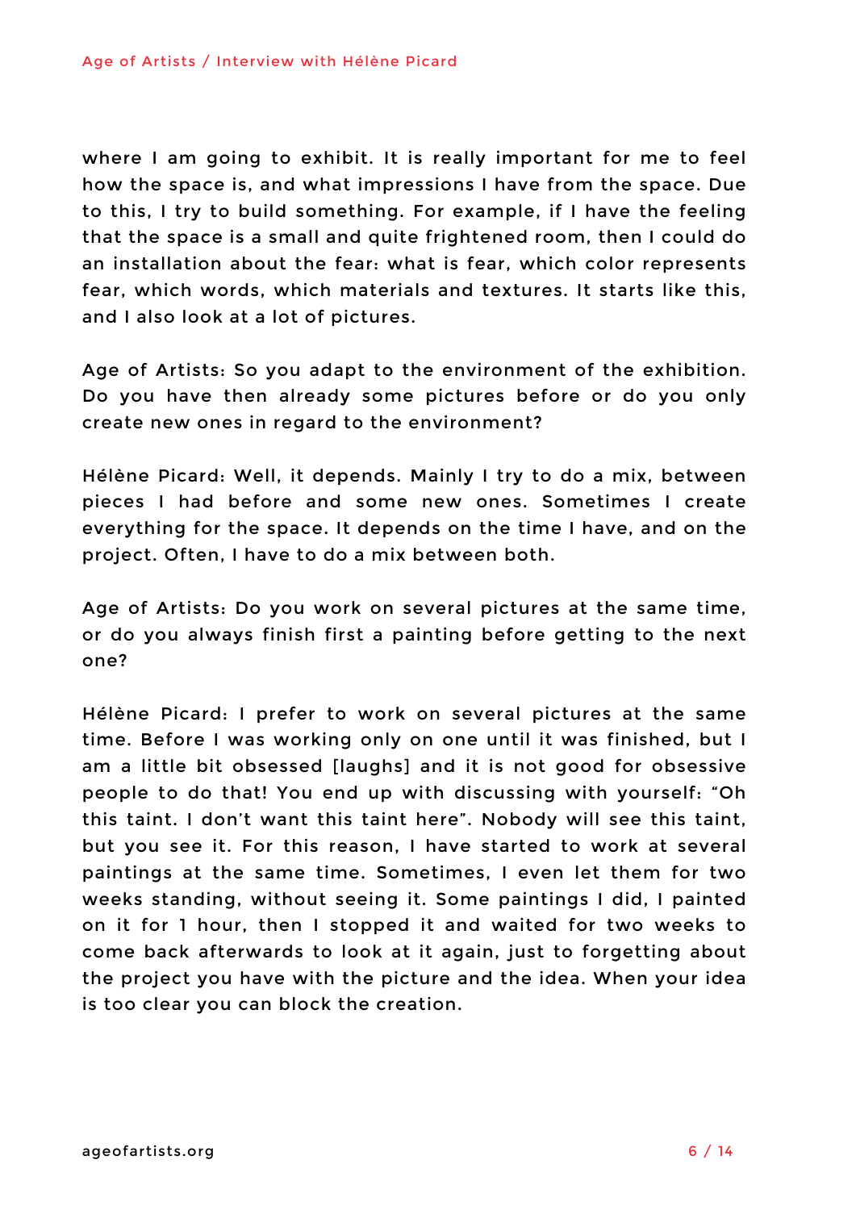where I am going to exhibit. It is really important for me to feel how the space is, and what impressions I have from the space. Due to this, I try to build something. For example, if I have the feeling that the space is a small and quite frightened room, then I could do an installation about the fear: what is fear, which color represents fear, which words, which materials and textures. It starts like this, and I also look at a lot of pictures.

Age of Artists: So you adapt to the environment of the exhibition. Do you have then already some pictures before or do you only create new ones in regard to the environment?

Hélène Picard: Well, it depends. Mainly I try to do a mix, between pieces I had before and some new ones. Sometimes I create everything for the space. It depends on the time I have, and on the project. Often, I have to do a mix between both.

Age of Artists: Do you work on several pictures at the same time, or do you always finish first a painting before getting to the next one?

Hélène Picard: I prefer to work on several pictures at the same time. Before I was working only on one until it was finished, but I am a little bit obsessed [laughs] and it is not good for obsessive people to do that! You end up with discussing with yourself: "Oh this taint. I don't want this taint here". Nobody will see this taint, but you see it. For this reason, I have started to work at several paintings at the same time. Sometimes, I even let them for two weeks standing, without seeing it. Some paintings I did, I painted on it for 1 hour, then I stopped it and waited for two weeks to come back afterwards to look at it again, just to forgetting about the project you have with the picture and the idea. When your idea is too clear you can block the creation.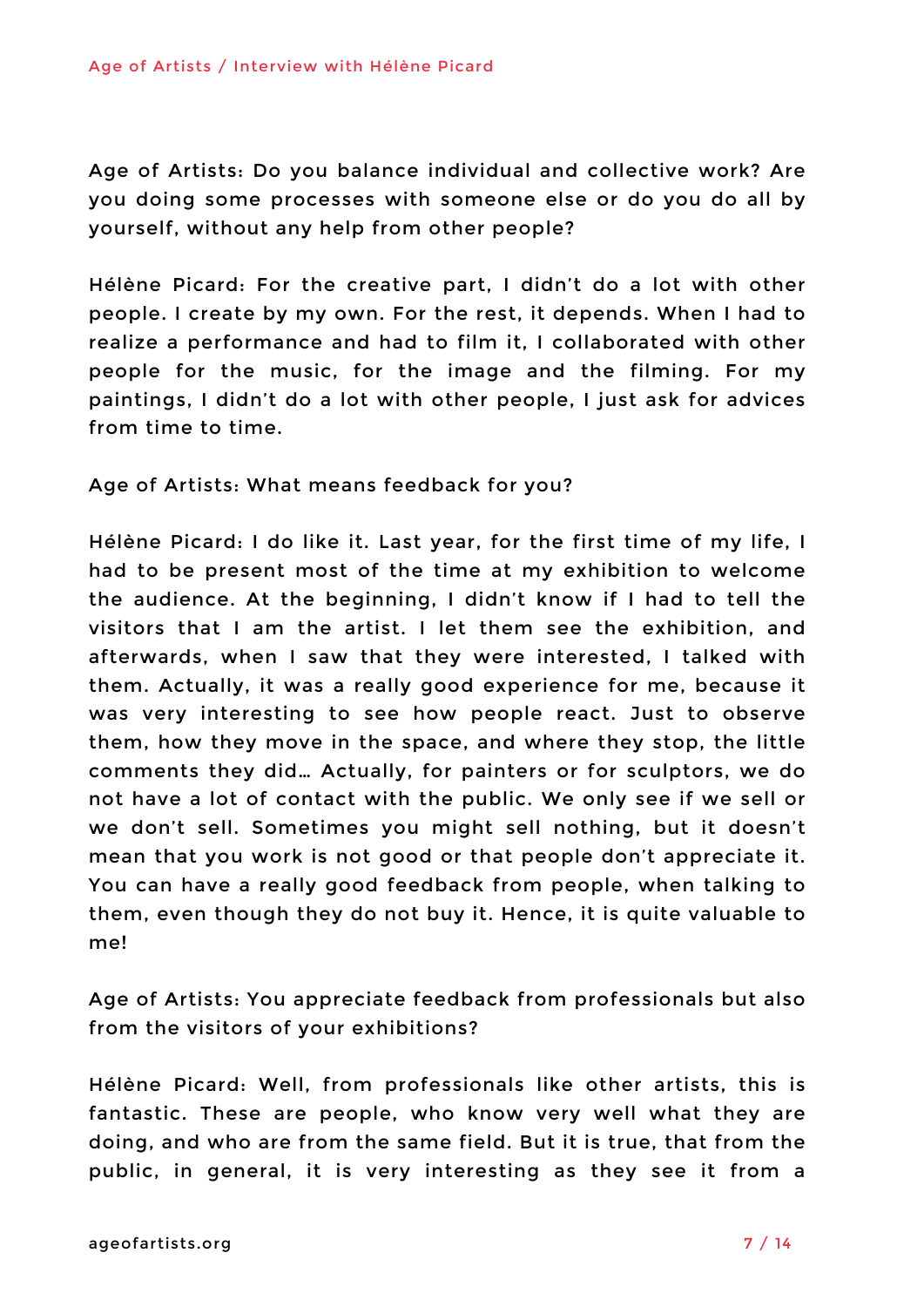Age of Artists: Do you balance individual and collective work? Are you doing some processes with someone else or do you do all by yourself, without any help from other people?

Hélène Picard: For the creative part, I didn't do a lot with other people. I create by my own. For the rest, it depends. When I had to realize a performance and had to film it, I collaborated with other people for the music, for the image and the filming. For my paintings, I didn't do a lot with other people, I just ask for advices from time to time.

Age of Artists: What means feedback for you?

Hélène Picard: I do like it. Last year, for the first time of my life, I had to be present most of the time at my exhibition to welcome the audience. At the beginning, I didn't know if I had to tell the visitors that I am the artist. I let them see the exhibition, and afterwards, when I saw that they were interested, I talked with them. Actually, it was a really good experience for me, because it was very interesting to see how people react. Just to observe them, how they move in the space, and where they stop, the little comments they did… Actually, for painters or for sculptors, we do not have a lot of contact with the public. We only see if we sell or we don't sell. Sometimes you might sell nothing, but it doesn't mean that you work is not good or that people don't appreciate it. You can have a really good feedback from people, when talking to them, even though they do not buy it. Hence, it is quite valuable to me!

Age of Artists: You appreciate feedback from professionals but also from the visitors of your exhibitions?

Hélène Picard: Well, from professionals like other artists, this is fantastic. These are people, who know very well what they are doing, and who are from the same field. But it is true, that from the public, in general, it is very interesting as they see it from a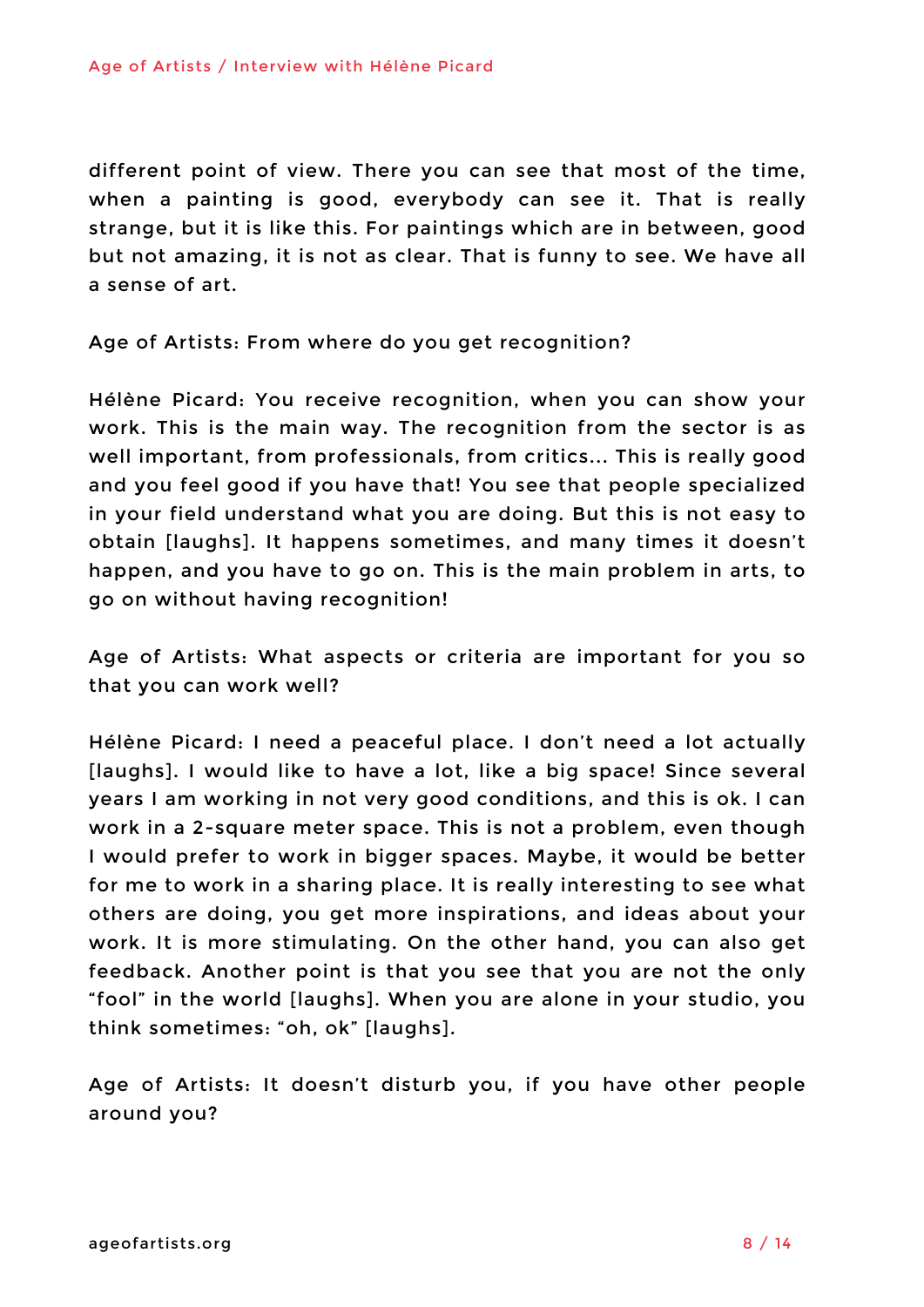different point of view. There you can see that most of the time, when a painting is good, everybody can see it. That is really strange, but it is like this. For paintings which are in between, good but not amazing, it is not as clear. That is funny to see. We have all a sense of art.

Age of Artists: From where do you get recognition?

Hélène Picard: You receive recognition, when you can show your work. This is the main way. The recognition from the sector is as well important, from professionals, from critics... This is really good and you feel good if you have that! You see that people specialized in your field understand what you are doing. But this is not easy to obtain [laughs]. It happens sometimes, and many times it doesn't happen, and you have to go on. This is the main problem in arts, to go on without having recognition!

Age of Artists: What aspects or criteria are important for you so that you can work well?

Hélène Picard: I need a peaceful place. I don't need a lot actually [laughs]. I would like to have a lot, like a big space! Since several years I am working in not very good conditions, and this is ok. I can work in a 2-square meter space. This is not a problem, even though I would prefer to work in bigger spaces. Maybe, it would be better for me to work in a sharing place. It is really interesting to see what others are doing, you get more inspirations, and ideas about your work. It is more stimulating. On the other hand, you can also get feedback. Another point is that you see that you are not the only "fool" in the world [laughs]. When you are alone in your studio, you think sometimes: "oh, ok" [laughs].

Age of Artists: It doesn't disturb you, if you have other people around you?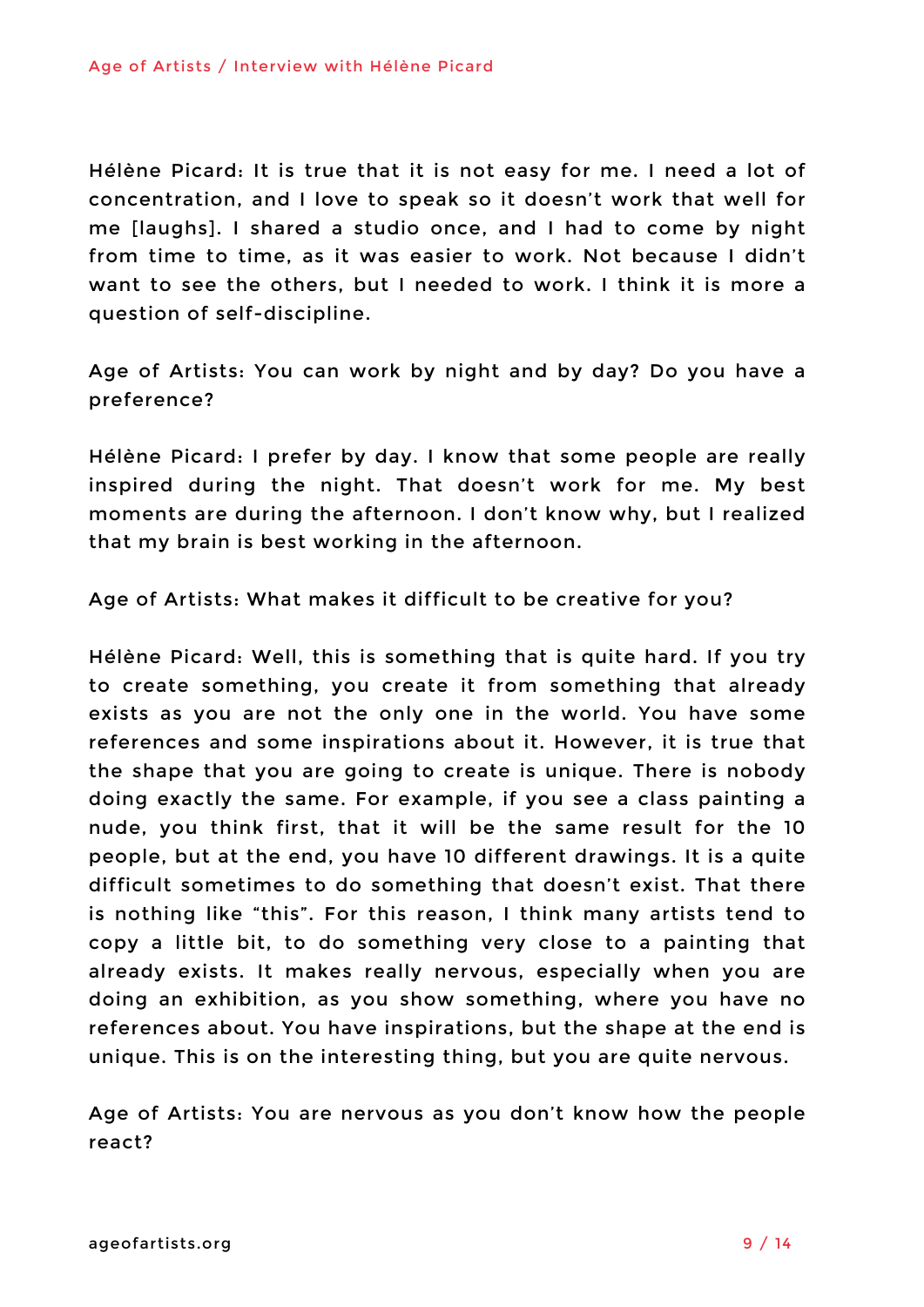Hélène Picard: It is true that it is not easy for me. I need a lot of concentration, and I love to speak so it doesn't work that well for me [laughs]. I shared a studio once, and I had to come by night from time to time, as it was easier to work. Not because I didn't want to see the others, but I needed to work. I think it is more a question of self-discipline.

Age of Artists: You can work by night and by day? Do you have a preference?

Hélène Picard: I prefer by day. I know that some people are really inspired during the night. That doesn't work for me. My best moments are during the afternoon. I don't know why, but I realized that my brain is best working in the afternoon.

Age of Artists: What makes it difficult to be creative for you?

Hélène Picard: Well, this is something that is quite hard. If you try to create something, you create it from something that already exists as you are not the only one in the world. You have some references and some inspirations about it. However, it is true that the shape that you are going to create is unique. There is nobody doing exactly the same. For example, if you see a class painting a nude, you think first, that it will be the same result for the 10 people, but at the end, you have 10 different drawings. It is a quite difficult sometimes to do something that doesn't exist. That there is nothing like "this". For this reason, I think many artists tend to copy a little bit, to do something very close to a painting that already exists. It makes really nervous, especially when you are doing an exhibition, as you show something, where you have no references about. You have inspirations, but the shape at the end is unique. This is on the interesting thing, but you are quite nervous.

Age of Artists: You are nervous as you don't know how the people react?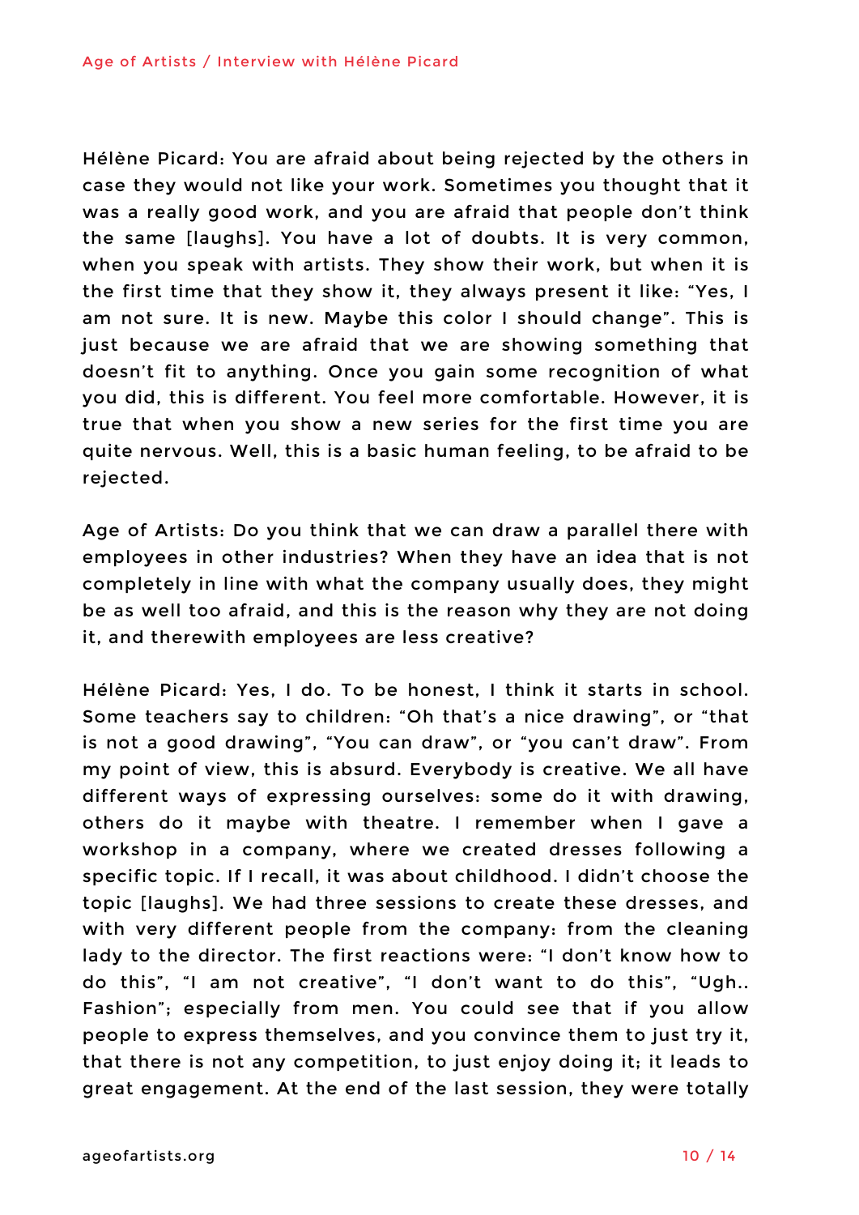Hélène Picard: You are afraid about being rejected by the others in case they would not like your work. Sometimes you thought that it was a really good work, and you are afraid that people don't think the same [laughs]. You have a lot of doubts. It is very common, when you speak with artists. They show their work, but when it is the first time that they show it, they always present it like: "Yes, I am not sure. It is new. Maybe this color I should change". This is just because we are afraid that we are showing something that doesn't fit to anything. Once you gain some recognition of what you did, this is different. You feel more comfortable. However, it is true that when you show a new series for the first time you are quite nervous. Well, this is a basic human feeling, to be afraid to be rejected.

Age of Artists: Do you think that we can draw a parallel there with employees in other industries? When they have an idea that is not completely in line with what the company usually does, they might be as well too afraid, and this is the reason why they are not doing it, and therewith employees are less creative?

Hélène Picard: Yes, I do. To be honest, I think it starts in school. Some teachers say to children: "Oh that's a nice drawing", or "that is not a good drawing", "You can draw", or "you can't draw". From my point of view, this is absurd. Everybody is creative. We all have different ways of expressing ourselves: some do it with drawing, others do it maybe with theatre. I remember when I gave a workshop in a company, where we created dresses following a specific topic. If I recall, it was about childhood. I didn't choose the topic [laughs]. We had three sessions to create these dresses, and with very different people from the company: from the cleaning lady to the director. The first reactions were: "I don't know how to do this", "I am not creative", "I don't want to do this", "Ugh.. Fashion"; especially from men. You could see that if you allow people to express themselves, and you convince them to just try it, that there is not any competition, to just enjoy doing it; it leads to great engagement. At the end of the last session, they were totally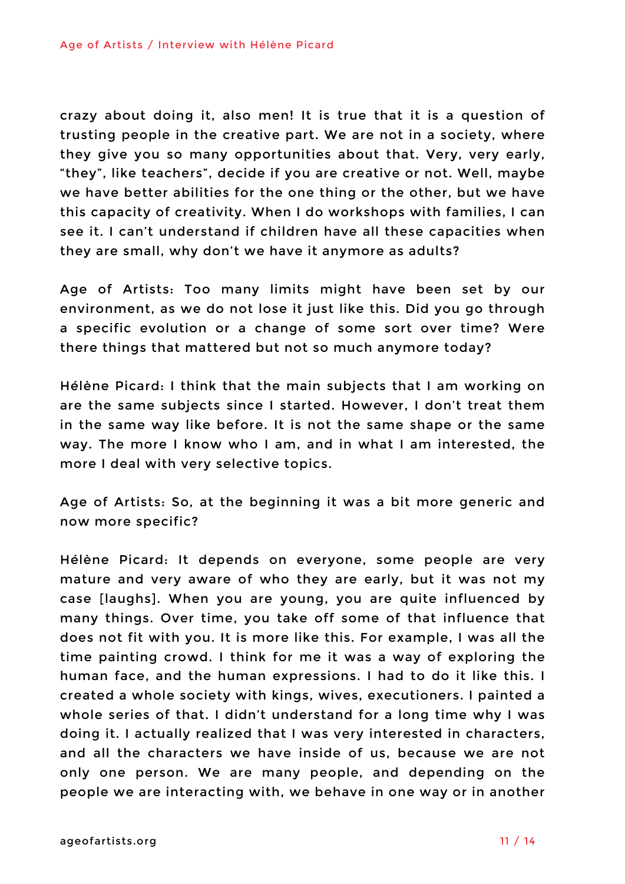crazy about doing it, also men! It is true that it is a question of trusting people in the creative part. We are not in a society, where they give you so many opportunities about that. Very, very early, "they", like teachers", decide if you are creative or not. Well, maybe we have better abilities for the one thing or the other, but we have this capacity of creativity. When I do workshops with families, I can see it. I can't understand if children have all these capacities when they are small, why don't we have it anymore as adults?

Age of Artists: Too many limits might have been set by our environment, as we do not lose it just like this. Did you go through a specific evolution or a change of some sort over time? Were there things that mattered but not so much anymore today?

Hélène Picard: I think that the main subjects that I am working on are the same subjects since I started. However, I don't treat them in the same way like before. It is not the same shape or the same way. The more I know who I am, and in what I am interested, the more I deal with very selective topics.

Age of Artists: So, at the beginning it was a bit more generic and now more specific?

Hélène Picard: It depends on everyone, some people are very mature and very aware of who they are early, but it was not my case [laughs]. When you are young, you are quite influenced by many things. Over time, you take off some of that influence that does not fit with you. It is more like this. For example, I was all the time painting crowd. I think for me it was a way of exploring the human face, and the human expressions. I had to do it like this. I created a whole society with kings, wives, executioners. I painted a whole series of that. I didn't understand for a long time why I was doing it. I actually realized that I was very interested in characters, and all the characters we have inside of us, because we are not only one person. We are many people, and depending on the people we are interacting with, we behave in one way or in another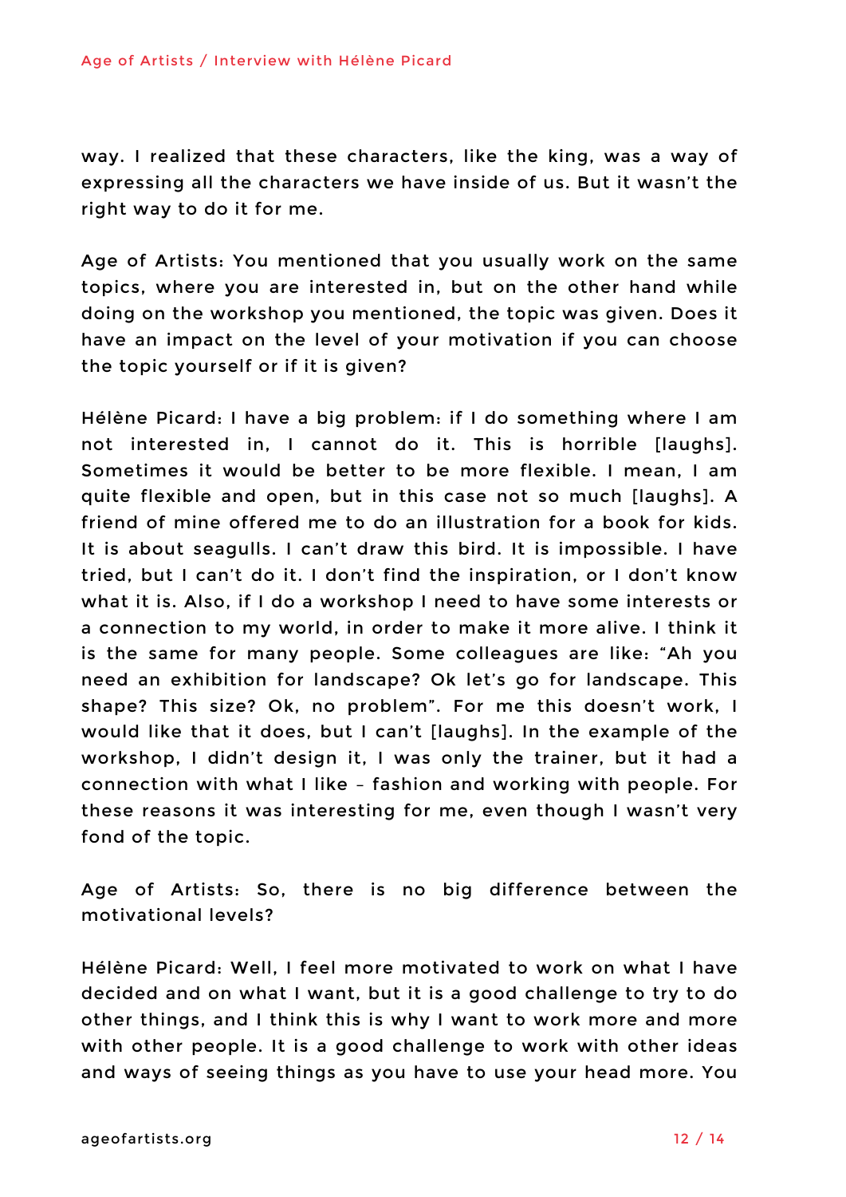way. I realized that these characters, like the king, was a way of expressing all the characters we have inside of us. But it wasn't the right way to do it for me.

Age of Artists: You mentioned that you usually work on the same topics, where you are interested in, but on the other hand while doing on the workshop you mentioned, the topic was given. Does it have an impact on the level of your motivation if you can choose the topic yourself or if it is given?

Hélène Picard: I have a big problem: if I do something where I am not interested in, I cannot do it. This is horrible [laughs]. Sometimes it would be better to be more flexible. I mean, I am quite flexible and open, but in this case not so much [laughs]. A friend of mine offered me to do an illustration for a book for kids. It is about seagulls. I can't draw this bird. It is impossible. I have tried, but I can't do it. I don't find the inspiration, or I don't know what it is. Also, if I do a workshop I need to have some interests or a connection to my world, in order to make it more alive. I think it is the same for many people. Some colleagues are like: "Ah you need an exhibition for landscape? Ok let's go for landscape. This shape? This size? Ok, no problem". For me this doesn't work, I would like that it does, but I can't [laughs]. In the example of the workshop, I didn't design it, I was only the trainer, but it had a connection with what I like – fashion and working with people. For these reasons it was interesting for me, even though I wasn't very fond of the topic.

Age of Artists: So, there is no big difference between the motivational levels?

Hélène Picard: Well, I feel more motivated to work on what I have decided and on what I want, but it is a good challenge to try to do other things, and I think this is why I want to work more and more with other people. It is a good challenge to work with other ideas and ways of seeing things as you have to use your head more. You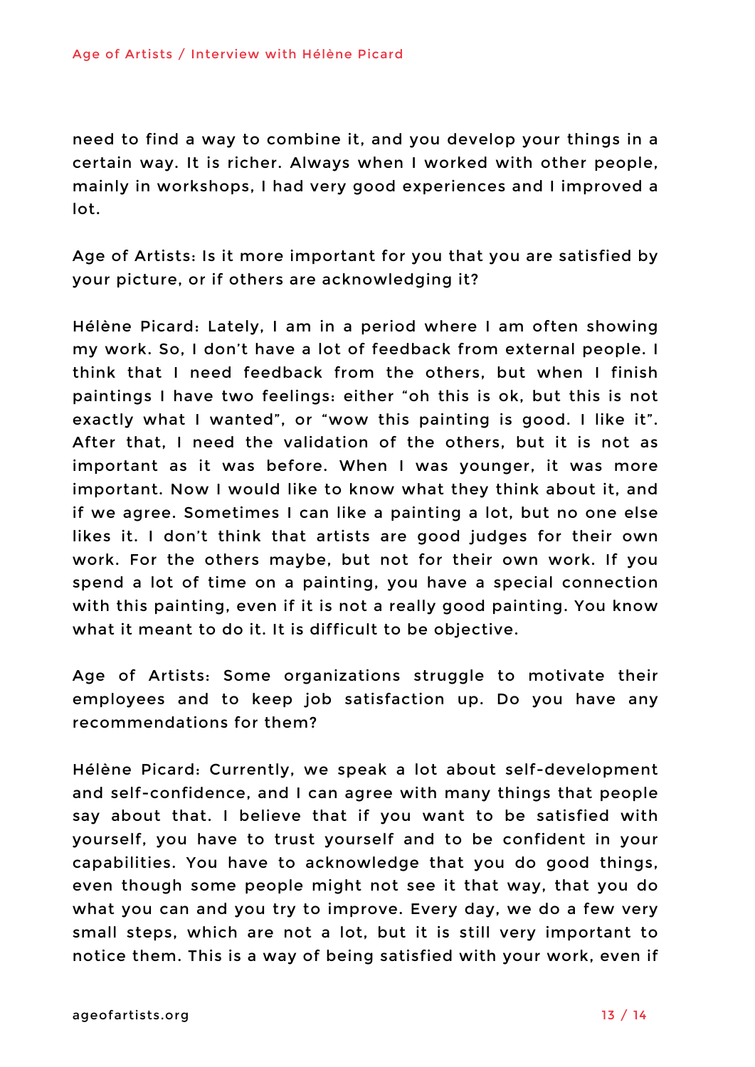need to find a way to combine it, and you develop your things in a certain way. It is richer. Always when I worked with other people, mainly in workshops, I had very good experiences and I improved a lot.

Age of Artists: Is it more important for you that you are satisfied by your picture, or if others are acknowledging it?

Hélène Picard: Lately, I am in a period where I am often showing my work. So, I don't have a lot of feedback from external people. I think that I need feedback from the others, but when I finish paintings I have two feelings: either "oh this is ok, but this is not exactly what I wanted", or "wow this painting is good. I like it". After that, I need the validation of the others, but it is not as important as it was before. When I was younger, it was more important. Now I would like to know what they think about it, and if we agree. Sometimes I can like a painting a lot, but no one else likes it. I don't think that artists are good judges for their own work. For the others maybe, but not for their own work. If you spend a lot of time on a painting, you have a special connection with this painting, even if it is not a really good painting. You know what it meant to do it. It is difficult to be objective.

Age of Artists: Some organizations struggle to motivate their employees and to keep job satisfaction up. Do you have any recommendations for them?

Hélène Picard: Currently, we speak a lot about self-development and self-confidence, and I can agree with many things that people say about that. I believe that if you want to be satisfied with yourself, you have to trust yourself and to be confident in your capabilities. You have to acknowledge that you do good things, even though some people might not see it that way, that you do what you can and you try to improve. Every day, we do a few very small steps, which are not a lot, but it is still very important to notice them. This is a way of being satisfied with your work, even if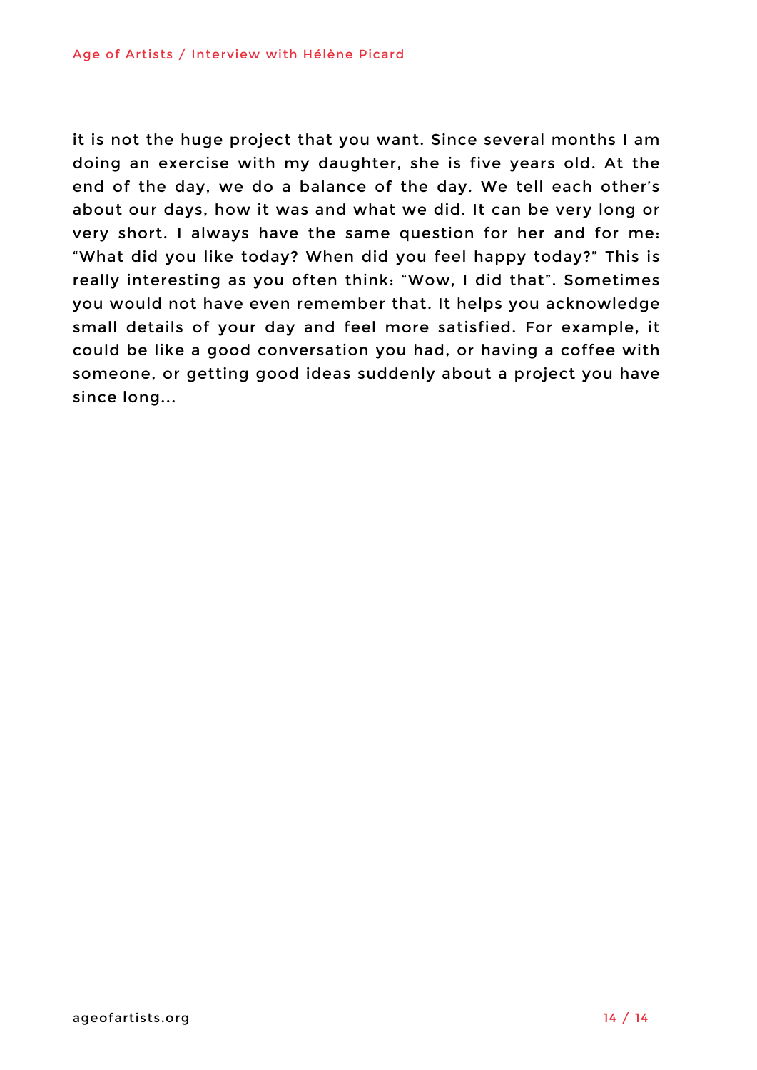it is not the huge project that you want. Since several months I am doing an exercise with my daughter, she is five years old. At the end of the day, we do a balance of the day. We tell each other's about our days, how it was and what we did. It can be very long or very short. I always have the same question for her and for me: "What did you like today? When did you feel happy today?" This is really interesting as you often think: "Wow, I did that". Sometimes you would not have even remember that. It helps you acknowledge small details of your day and feel more satisfied. For example, it could be like a good conversation you had, or having a coffee with someone, or getting good ideas suddenly about a project you have since long...